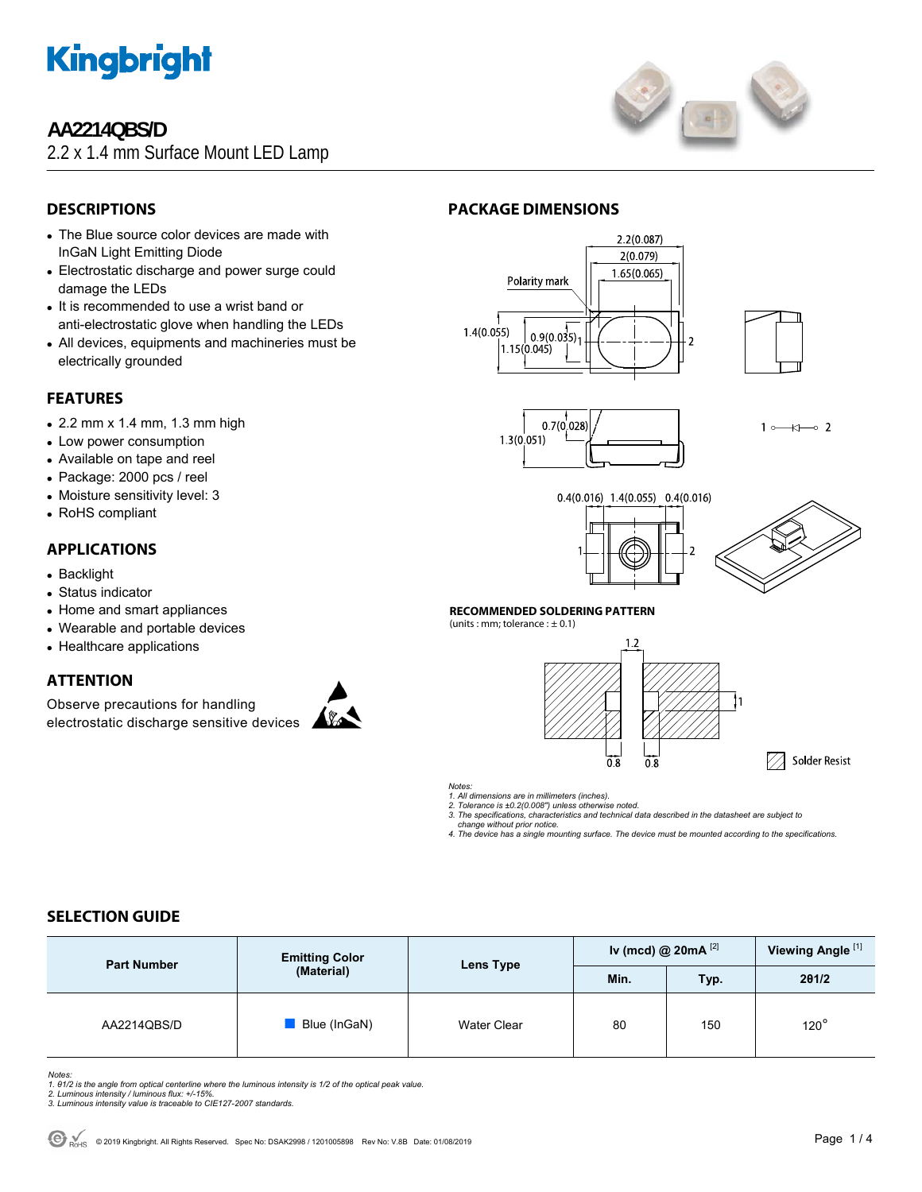# AA2214QBS/D

2.2 x 1.4 mm Surface Mount LED Lamp

## DESCRIPTIONS

- The Blue source color devices are made with InGaN Light Emitting Diode
- Electrostatic discharge and power surge could damage the LEDs
- It is recommended to use a wrist band or anti-electrostatic glove when handling the LEDs
- All devices, equipments and machineries must be electrically grounded

## FEATURES

- 2.2 mm x 1.4 mm, 1.3 mm high
- Low power consumption
- Available on tape and reel
- Package: 2000 pcs / reel
- Moisture sensitivity level: 3
- RoHS compliant

## APPLICATIONS

- Backlight
- Status indicator
- Home and smart appliances
- Wearable and portable devices
- Healthcare applications

## ATTENTION

Observe precautions for handling electrostatic discharge sensitive devices

## PACKAGE DIMENSIONS

### RECOMMENDED SOLDERING PATTERN

(units : mm; tolerance : ± 0.1)

*Notes:*
*1. All dimensions are in millimeters (inches).*
*2. Tolerance is ±0.2(0.008") unless otherwise noted.*
*3. The specifications, characteristics and technical data described in the datasheet are subject to change without prior notice.*
*4. The device has a single mounting surface. The device must be mounted according to the specifications.*

## SELECTION GUIDE

| Part Number | Emitting Color (Material) | Lens Type | Iv (mcd) @ 20mA [2] | | Viewing Angle [1] |
|---|---|---|---|---|---|
| | | | Min. | Typ. | 2θ1/2 |
| AA2214QBS/D | Blue (InGaN) | Water Clear | 80 | 150 | 120° |

*Notes:*
*1. θ1/2 is the angle from optical centerline where the luminous intensity is 1/2 of the optical peak value.*
*2. Luminous intensity / luminous flux: +/-15%.*
*3. Luminous intensity value is traceable to CIE127-2007 standards.*

© 2019 Kingbright. All Rights Reserved. Spec No: DSAK2998 / 1201005898 Rev No: V.8B Date: 01/08/2019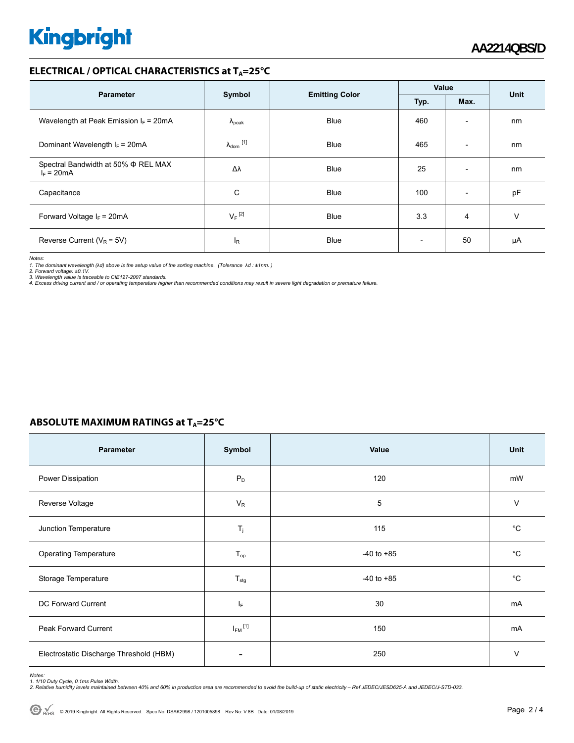## ELECTRICAL / OPTICAL CHARACTERISTICS at $T_A$=25°C

| Parameter | Symbol | Emitting Color | Value | | Unit |
|---|---|---|---|---|---|
| | | | Typ. | Max. | |
| Wavelength at Peak Emission $I_F$ = 20mA | $\lambda_{peak}$ | Blue | 460 | - | nm |
| Dominant Wavelength $I_F$ = 20mA | $\lambda_{dom}$ [1] | Blue | 465 | - | nm |
| Spectral Bandwidth at 50% Φ REL MAX $I_F$ = 20mA | Δλ | Blue | 25 | - | nm |
| Capacitance | C | Blue | 100 | - | pF |
| Forward Voltage $I_F$ = 20mA | $V_F$ [2] | Blue | 3.3 | 4 | V |
| Reverse Current ($V_R$ = 5V) | $I_R$ | Blue | - | 50 | μA |

*Notes:*
*1. The dominant wavelength (λd) above is the setup value of the sorting machine. (Tolerance λd : ±1nm. )*
*2. Forward voltage: ±0.1V.*
*3. Wavelength value is traceable to CIE127-2007 standards.*
*4. Excess driving current and / or operating temperature higher than recommended conditions may result in severe light degradation or premature failure.*

## ABSOLUTE MAXIMUM RATINGS at $T_A$=25°C

| Parameter | Symbol | Value | Unit |
|---|---|---|---|
| Power Dissipation | $P_D$ | 120 | mW |
| Reverse Voltage | $V_R$ | 5 | V |
| Junction Temperature | $T_j$ | 115 | °C |
| Operating Temperature | $T_{op}$ | -40 to +85 | °C |
| Storage Temperature | $T_{stg}$ | -40 to +85 | °C |
| DC Forward Current | $I_F$ | 30 | mA |
| Peak Forward Current | $I_{FM}$ [1] | 150 | mA |
| Electrostatic Discharge Threshold (HBM) | - | 250 | V |

*Notes:*
*1. 1/10 Duty Cycle, 0.1ms Pulse Width.*
*2. Relative humidity levels maintained between 40% and 60% in production area are recommended to avoid the build-up of static electricity – Ref JEDEC/JESD625-A and JEDEC/J-STD-033.*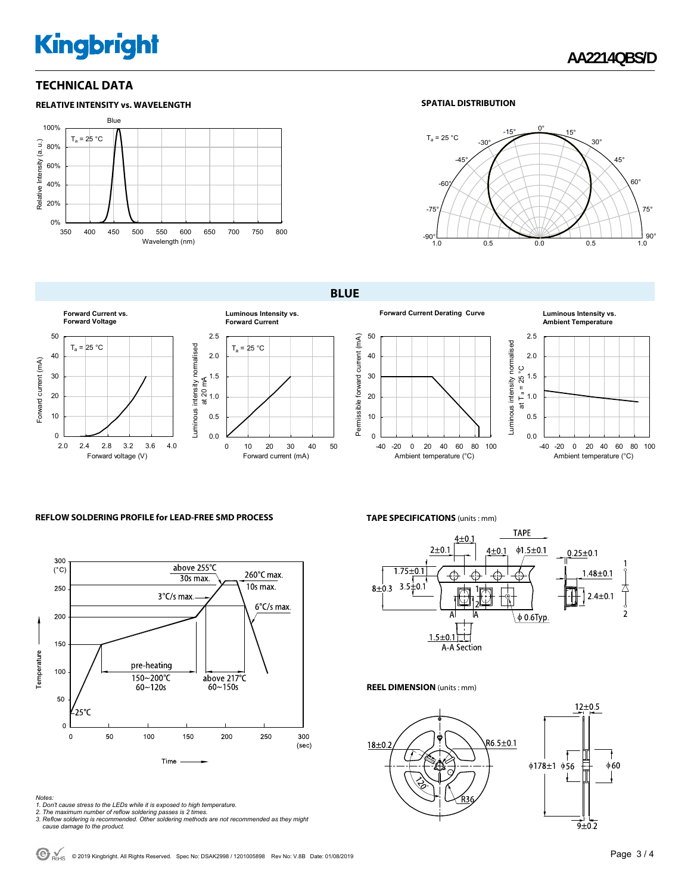## TECHNICAL DATA

### RELATIVE INTENSITY vs. WAVELENGTH

### SPATIAL DISTRIBUTION

## BLUE

**Forward Current vs. Forward Voltage**

**Luminous Intensity vs. Forward Current**

**Forward Current Derating Curve**

**Luminous Intensity vs. Ambient Temperature**

### REFLOW SOLDERING PROFILE for LEAD-FREE SMD PROCESS

### TAPE SPECIFICATIONS (units : mm)

### REEL DIMENSION (units : mm)

*Notes:*
*1. Don't cause stress to the LEDs while it is exposed to high temperature.*
*2. The maximum number of reflow soldering passes is 2 times.*
*3. Reflow soldering is recommended. Other soldering methods are not recommended as they might cause damage to the product.*

© 2019 Kingbright. All Rights Reserved. Spec No: DSAK2998 / 1201005898 Rev No: V.8B Date: 01/08/2019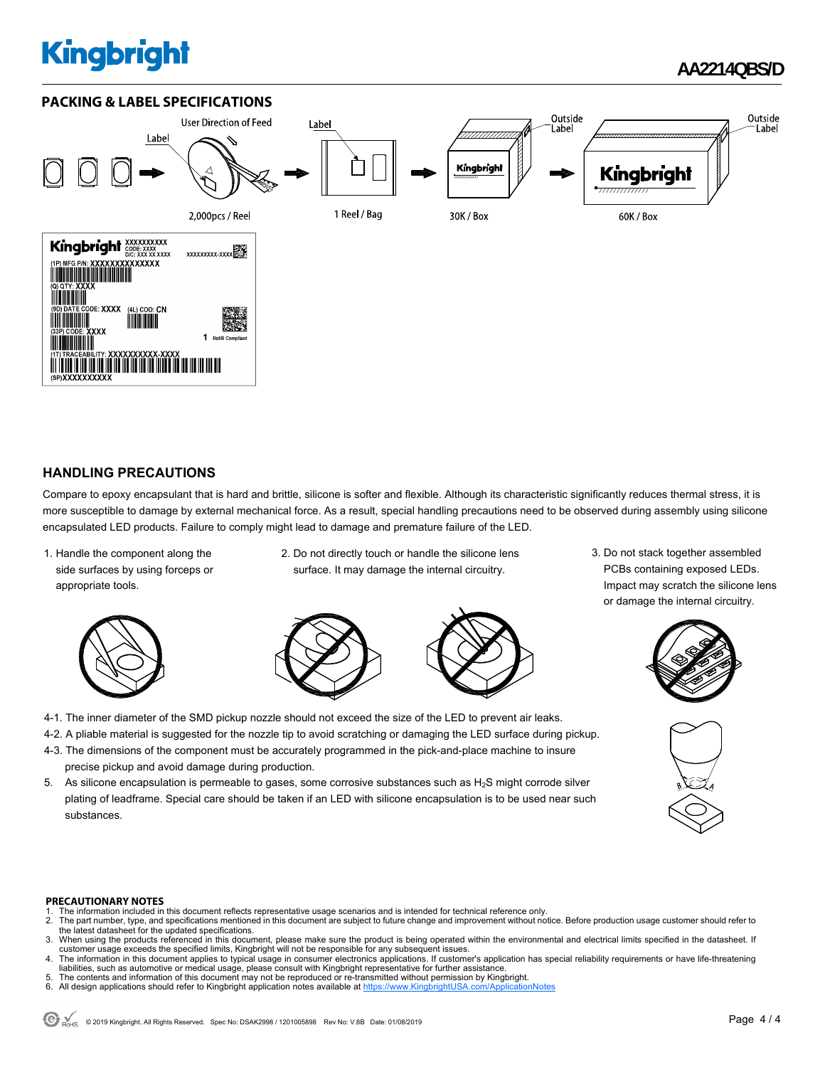## PACKING & LABEL SPECIFICATIONS

User Direction of Feed

Label

2,000pcs / Reel

Label

1 Reel / Bag

Outside Label

30K / Box

Outside Label

60K / Box

## HANDLING PRECAUTIONS

Compare to epoxy encapsulant that is hard and brittle, silicone is softer and flexible. Although its characteristic significantly reduces thermal stress, it is more susceptible to damage by external mechanical force. As a result, special handling precautions need to be observed during assembly using silicone encapsulated LED products. Failure to comply might lead to damage and premature failure of the LED.

1. Handle the component along the side surfaces by using forceps or appropriate tools.
2. Do not directly touch or handle the silicone lens surface. It may damage the internal circuitry.
3. Do not stack together assembled PCBs containing exposed LEDs. Impact may scratch the silicone lens or damage the internal circuitry.

4-1. The inner diameter of the SMD pickup nozzle should not exceed the size of the LED to prevent air leaks.

4-2. A pliable material is suggested for the nozzle tip to avoid scratching or damaging the LED surface during pickup.

4-3. The dimensions of the component must be accurately programmed in the pick-and-place machine to insure precise pickup and avoid damage during production.

5. As silicone encapsulation is permeable to gases, some corrosive substances such as $H_2S$ might corrode silver plating of leadframe. Special care should be taken if an LED with silicone encapsulation is to be used near such substances.

**PRECAUTIONARY NOTES**

1. The information included in this document reflects representative usage scenarios and is intended for technical reference only.
2. The part number, type, and specifications mentioned in this document are subject to future change and improvement without notice. Before production usage customer should refer to the latest datasheet for the updated specifications.
3. When using the products referenced in this document, please make sure the product is being operated within the environmental and electrical limits specified in the datasheet. If customer usage exceeds the specified limits, Kingbright will not be responsible for any subsequent issues.
4. The information in this document applies to typical usage in consumer electronics applications. If customer's application has special reliability requirements or have life-threatening liabilities, such as automotive or medical usage, please consult with Kingbright representative for further assistance.
5. The contents and information of this document may not be reproduced or re-transmitted without permission by Kingbright.
6. All design applications should refer to Kingbright application notes available at https://www.KingbrightUSA.com/ApplicationNotes

© 2019 Kingbright. All Rights Reserved. Spec No: DSAK2998 / 1201005898 Rev No: V.8B Date: 01/08/2019